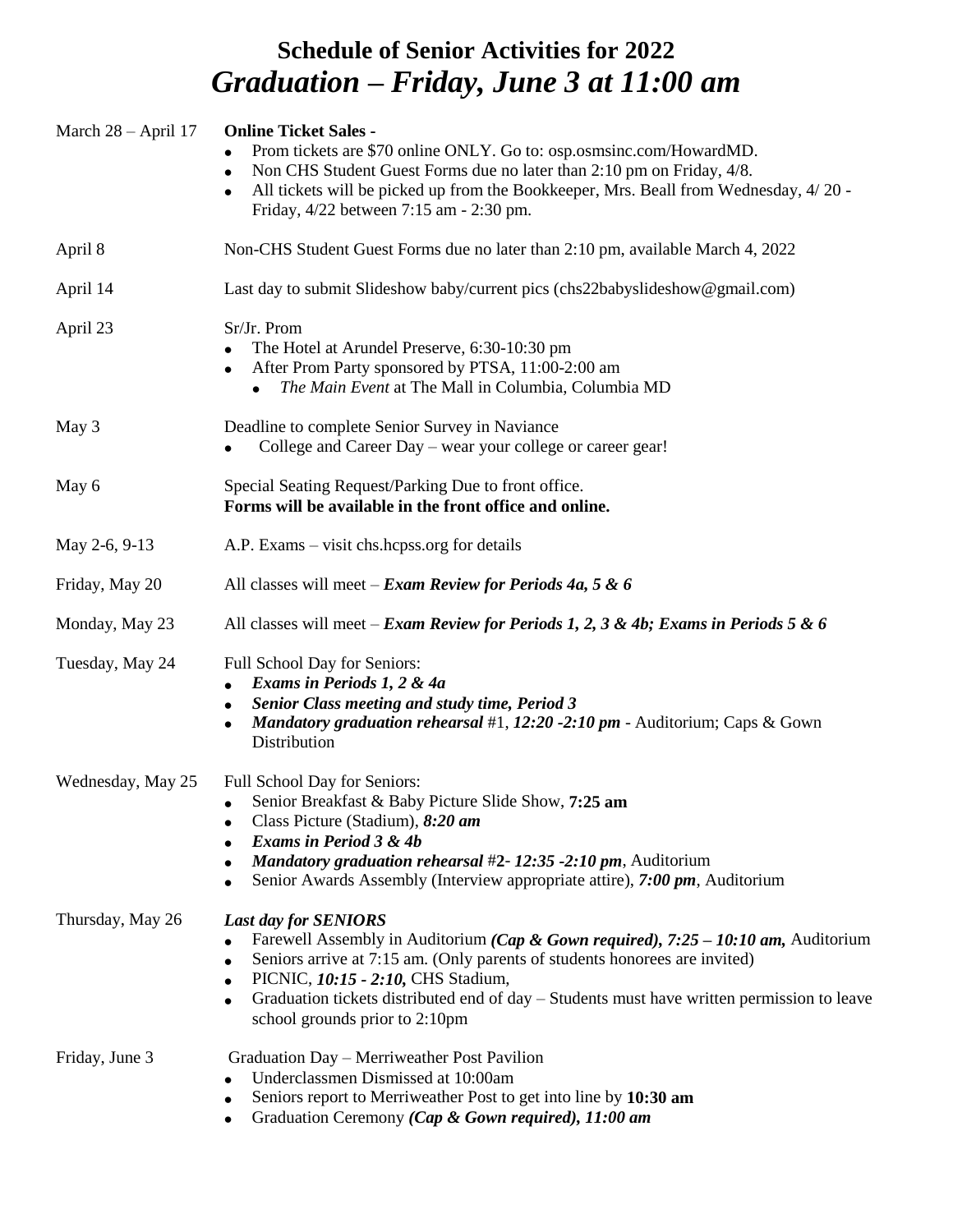# Schedule of Senior Activities for 2022

## *Graduation – Friday, June 3 at 11:00 am*

March 28 – April 17 — **Online Ticket Sales -**

- Prom tickets are $70 online ONLY. Go to: osp.osmsinc.com/HowardMD.
- Non CHS Student Guest Forms due no later than 2:10 pm on Friday, 4/8.
- All tickets will be picked up from the Bookkeeper, Mrs. Beall from Wednesday, 4/ 20 - Friday, 4/22 between 7:15 am - 2:30 pm.

April 8 — Non-CHS Student Guest Forms due no later than 2:10 pm, available March 4, 2022

April 14 — Last day to submit Slideshow baby/current pics (chs22babyslideshow@gmail.com)

April 23 — Sr/Jr. Prom

- The Hotel at Arundel Preserve, 6:30-10:30 pm
- After Prom Party sponsored by PTSA, 11:00-2:00 am
  - *The Main Event* at The Mall in Columbia, Columbia MD

May 3 — Deadline to complete Senior Survey in Naviance

- College and Career Day – wear your college or career gear!

May 6 — Special Seating Request/Parking Due to front office.
**Forms will be available in the front office and online.**

May 2-6, 9-13 — A.P. Exams – visit chs.hcpss.org for details

Friday, May 20 — All classes will meet – ***Exam Review for Periods 4a, 5 & 6***

Monday, May 23 — All classes will meet – ***Exam Review for Periods 1, 2, 3 & 4b; Exams in Periods 5 & 6***

Tuesday, May 24 — Full School Day for Seniors:

- ***Exams in Periods 1, 2 & 4a***
- ***Senior Class meeting and study time, Period 3***
- ***Mandatory graduation rehearsal*** #1, ***12:20 -2:10 pm*** - Auditorium; Caps & Gown Distribution

Wednesday, May 25 — Full School Day for Seniors:

- Senior Breakfast & Baby Picture Slide Show, **7:25 am**
- Class Picture (Stadium), ***8:20 am***
- ***Exams in Period 3 & 4b***
- ***Mandatory graduation rehearsal*** #**2**- ***12:35 -2:10 pm***, Auditorium
- Senior Awards Assembly (Interview appropriate attire), ***7:00 pm***, Auditorium

Thursday, May 26 — ***Last day for SENIORS***

- Farewell Assembly in Auditorium ***(Cap & Gown required), 7:25 – 10:10 am,*** Auditorium
- Seniors arrive at 7:15 am. (Only parents of students honorees are invited)
- PICNIC, ***10:15 - 2:10,*** CHS Stadium,
- Graduation tickets distributed end of day – Students must have written permission to leave school grounds prior to 2:10pm

Friday, June 3 — Graduation Day – Merriweather Post Pavilion

- Underclassmen Dismissed at 10:00am
- Seniors report to Merriweather Post to get into line by **10:30 am**
- Graduation Ceremony ***(Cap & Gown required), 11:00 am***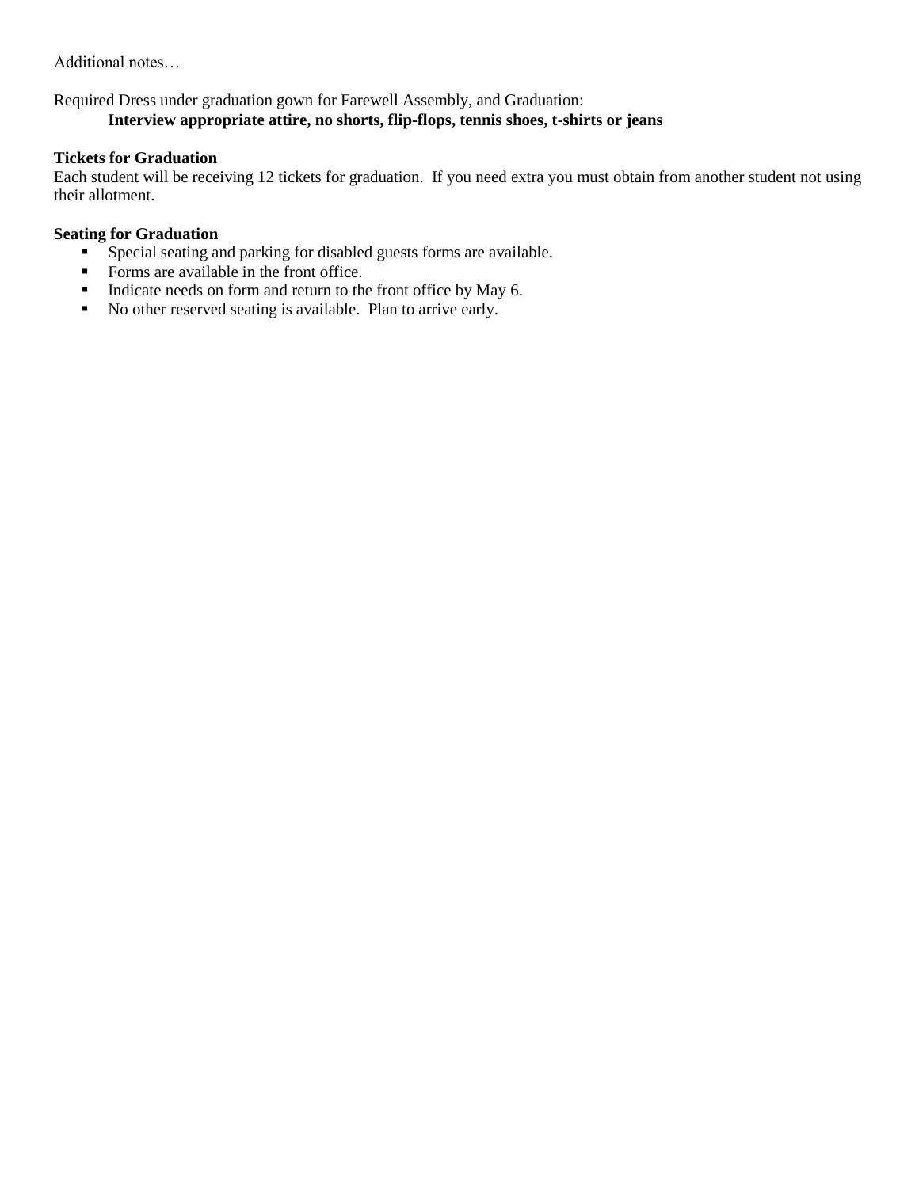Additional notes…

Required Dress under graduation gown for Farewell Assembly, and Graduation:

**Interview appropriate attire, no shorts, flip-flops, tennis shoes, t-shirts or jeans**

**Tickets for Graduation**

Each student will be receiving 12 tickets for graduation. If you need extra you must obtain from another student not using their allotment.

**Seating for Graduation**

- Special seating and parking for disabled guests forms are available.
- Forms are available in the front office.
- Indicate needs on form and return to the front office by May 6.
- No other reserved seating is available. Plan to arrive early.